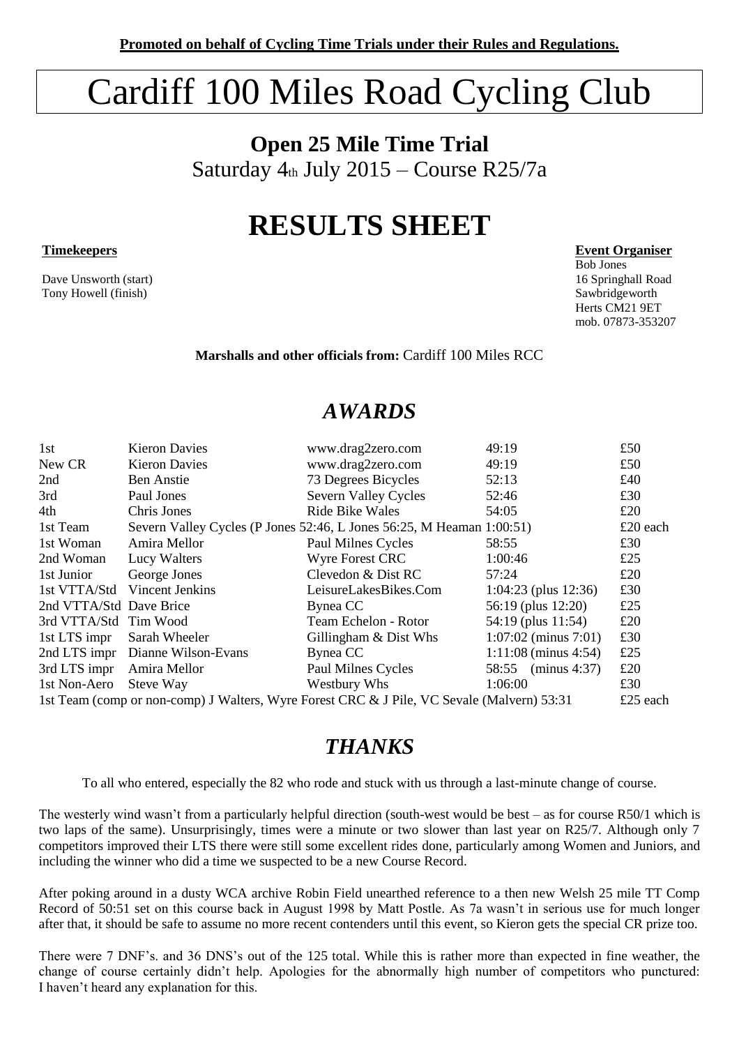**Promoted on behalf of Cycling Time Trials under their Rules and Regulations.**

# Cardiff 100 Miles Road Cycling Club

## Open 25 Mile Time Trial

Saturday 4th July 2015 – Course R25/7a

# RESULTS SHEET

**Timekeepers**

Dave Unsworth (start)
Tony Howell (finish)

**Event Organiser**

Bob Jones
16 Springhall Road
Sawbridgeworth
Herts CM21 9ET
mob. 07873-353207

**Marshalls and other officials from:** Cardiff 100 Miles RCC

## *AWARDS*

| | | | | |
|---|---|---|---|---|
| 1st | Kieron Davies | www.drag2zero.com | 49:19 | £50 |
| New CR | Kieron Davies | www.drag2zero.com | 49:19 | £50 |
| 2nd | Ben Anstie | 73 Degrees Bicycles | 52:13 | £40 |
| 3rd | Paul Jones | Severn Valley Cycles | 52:46 | £30 |
| 4th | Chris Jones | Ride Bike Wales | 54:05 | £20 |
| 1st Team | Severn Valley Cycles (P Jones 52:46, L Jones 56:25, M Heaman 1:00:51) | | | £20 each |
| 1st Woman | Amira Mellor | Paul Milnes Cycles | 58:55 | £30 |
| 2nd Woman | Lucy Walters | Wyre Forest CRC | 1:00:46 | £25 |
| 1st Junior | George Jones | Clevedon & Dist RC | 57:24 | £20 |
| 1st VTTA/Std | Vincent Jenkins | LeisureLakesBikes.Com | 1:04:23 (plus 12:36) | £30 |
| 2nd VTTA/Std | Dave Brice | Bynea CC | 56:19 (plus 12:20) | £25 |
| 3rd VTTA/Std | Tim Wood | Team Echelon - Rotor | 54:19 (plus 11:54) | £20 |
| 1st LTS impr | Sarah Wheeler | Gillingham & Dist Whs | 1:07:02 (minus 7:01) | £30 |
| 2nd LTS impr | Dianne Wilson-Evans | Bynea CC | 1:11:08 (minus 4:54) | £25 |
| 3rd LTS impr | Amira Mellor | Paul Milnes Cycles | 58:55 (minus 4:37) | £20 |
| 1st Non-Aero | Steve Way | Westbury Whs | 1:06:00 | £30 |
| 1st Team (comp or non-comp) J Walters, Wyre Forest CRC & J Pile, VC Sevale (Malvern) 53:31 | | | | £25 each |

## *THANKS*

To all who entered, especially the 82 who rode and stuck with us through a last-minute change of course.

The westerly wind wasn't from a particularly helpful direction (south-west would be best – as for course R50/1 which is two laps of the same). Unsurprisingly, times were a minute or two slower than last year on R25/7. Although only 7 competitors improved their LTS there were still some excellent rides done, particularly among Women and Juniors, and including the winner who did a time we suspected to be a new Course Record.

After poking around in a dusty WCA archive Robin Field unearthed reference to a then new Welsh 25 mile TT Comp Record of 50:51 set on this course back in August 1998 by Matt Postle. As 7a wasn't in serious use for much longer after that, it should be safe to assume no more recent contenders until this event, so Kieron gets the special CR prize too.

There were 7 DNF's. and 36 DNS's out of the 125 total. While this is rather more than expected in fine weather, the change of course certainly didn't help. Apologies for the abnormally high number of competitors who punctured: I haven't heard any explanation for this.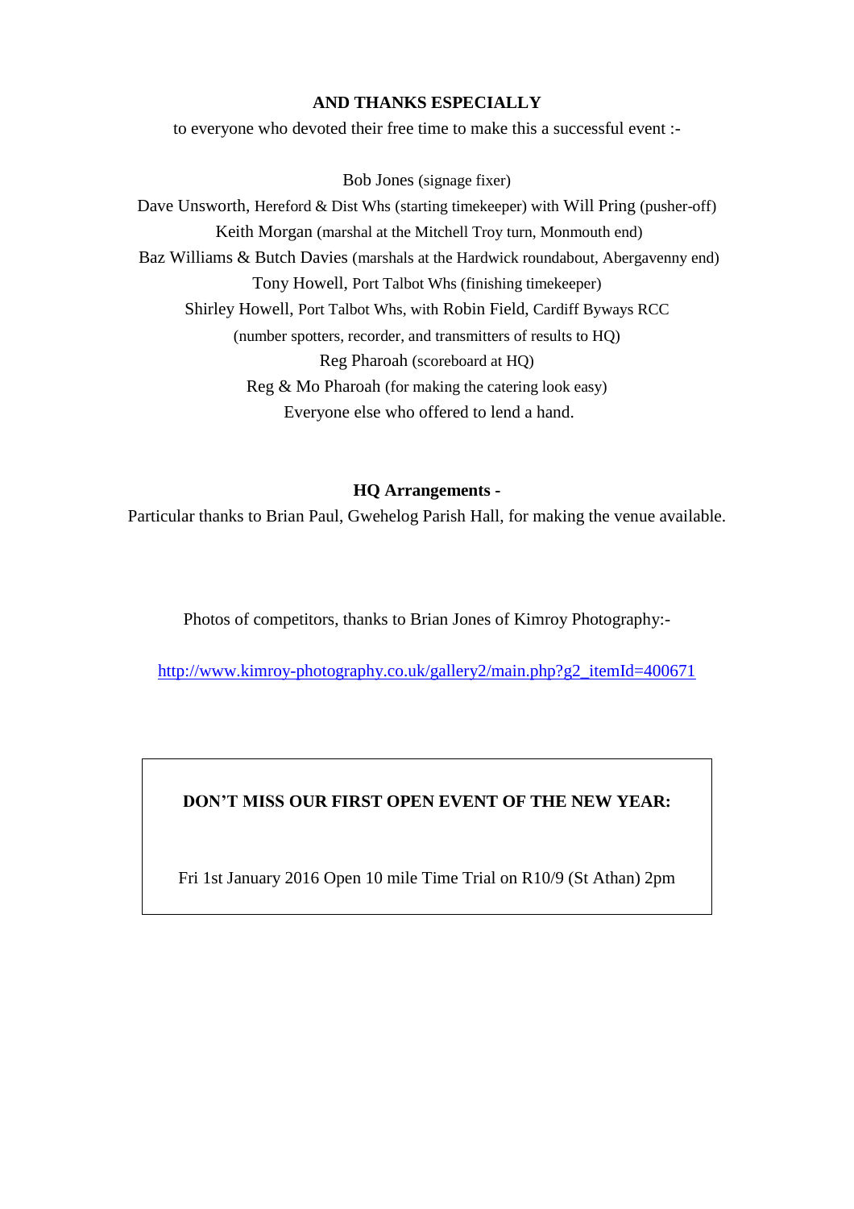**AND THANKS ESPECIALLY**

to everyone who devoted their free time to make this a successful event :-

Bob Jones (signage fixer)

Dave Unsworth, Hereford & Dist Whs (starting timekeeper) with Will Pring (pusher-off)

Keith Morgan (marshal at the Mitchell Troy turn, Monmouth end)

Baz Williams & Butch Davies (marshals at the Hardwick roundabout, Abergavenny end)

Tony Howell, Port Talbot Whs (finishing timekeeper)

Shirley Howell, Port Talbot Whs, with Robin Field, Cardiff Byways RCC (number spotters, recorder, and transmitters of results to HQ)

Reg Pharoah (scoreboard at HQ)

Reg & Mo Pharoah (for making the catering look easy)

Everyone else who offered to lend a hand.

**HQ Arrangements -**

Particular thanks to Brian Paul, Gwehelog Parish Hall, for making the venue available.

Photos of competitors, thanks to Brian Jones of Kimroy Photography:-

http://www.kimroy-photography.co.uk/gallery2/main.php?g2_itemId=400671

**DON'T MISS OUR FIRST OPEN EVENT OF THE NEW YEAR:**

Fri 1st January 2016 Open 10 mile Time Trial on R10/9 (St Athan) 2pm